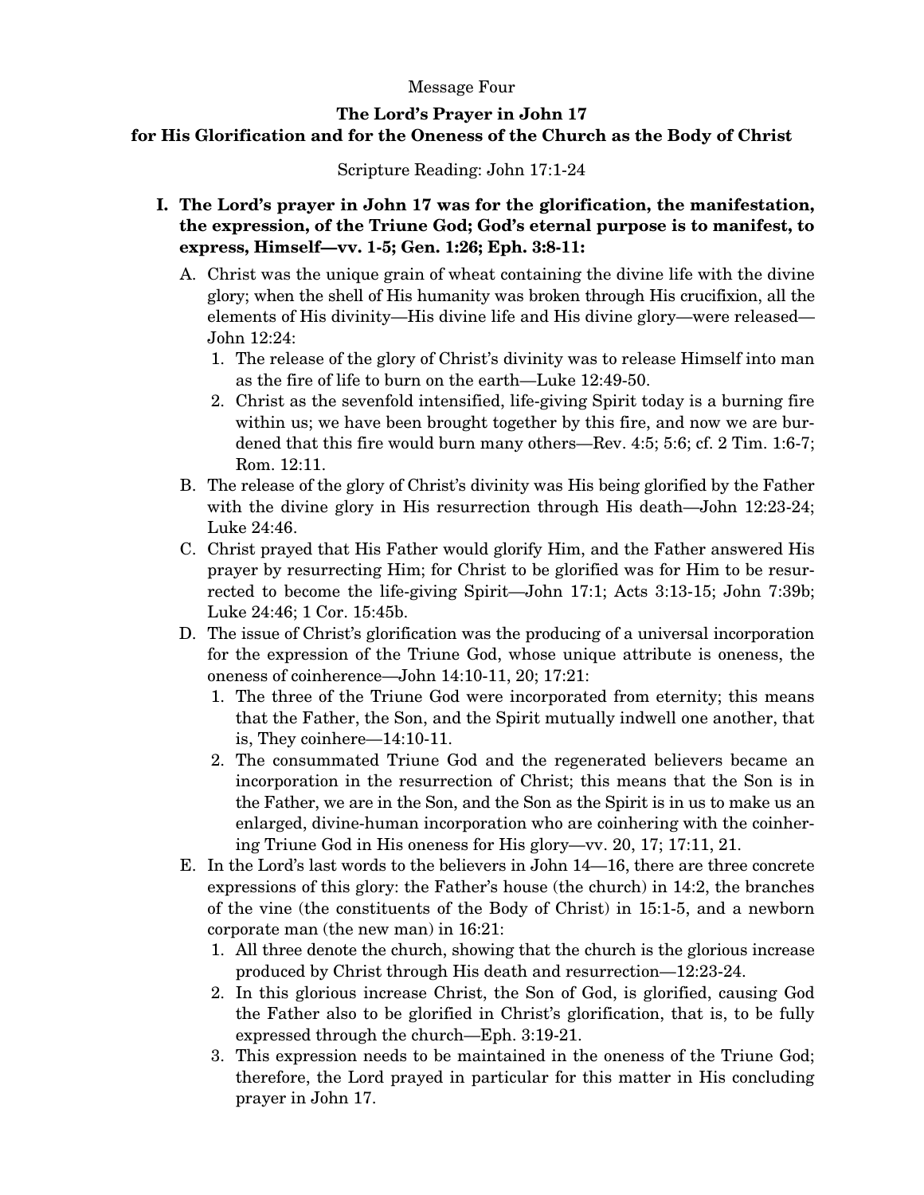Message Four

# The Lord's Prayer in John 17 for His Glorification and for the Oneness of the Church as the Body of Christ

Scripture Reading: John 17:1-24

## I. The Lord's prayer in John 17 was for the glorification, the manifestation, the expression, of the Triune God; God's eternal purpose is to manifest, to express, Himself—vv. 1-5; Gen. 1:26; Eph. 3:8-11:

A. Christ was the unique grain of wheat containing the divine life with the divine glory; when the shell of His humanity was broken through His crucifixion, all the elements of His divinity—His divine life and His divine glory—were released—John 12:24:

1. The release of the glory of Christ's divinity was to release Himself into man as the fire of life to burn on the earth—Luke 12:49-50.
2. Christ as the sevenfold intensified, life-giving Spirit today is a burning fire within us; we have been brought together by this fire, and now we are burdened that this fire would burn many others—Rev. 4:5; 5:6; cf. 2 Tim. 1:6-7; Rom. 12:11.

B. The release of the glory of Christ's divinity was His being glorified by the Father with the divine glory in His resurrection through His death—John 12:23-24; Luke 24:46.

C. Christ prayed that His Father would glorify Him, and the Father answered His prayer by resurrecting Him; for Christ to be glorified was for Him to be resurrected to become the life-giving Spirit—John 17:1; Acts 3:13-15; John 7:39b; Luke 24:46; 1 Cor. 15:45b.

D. The issue of Christ's glorification was the producing of a universal incorporation for the expression of the Triune God, whose unique attribute is oneness, the oneness of coinherence—John 14:10-11, 20; 17:21:

1. The three of the Triune God were incorporated from eternity; this means that the Father, the Son, and the Spirit mutually indwell one another, that is, They coinhere—14:10-11.
2. The consummated Triune God and the regenerated believers became an incorporation in the resurrection of Christ; this means that the Son is in the Father, we are in the Son, and the Son as the Spirit is in us to make us an enlarged, divine-human incorporation who are coinhering with the coinhering Triune God in His oneness for His glory—vv. 20, 17; 17:11, 21.

E. In the Lord's last words to the believers in John 14—16, there are three concrete expressions of this glory: the Father's house (the church) in 14:2, the branches of the vine (the constituents of the Body of Christ) in 15:1-5, and a newborn corporate man (the new man) in 16:21:

1. All three denote the church, showing that the church is the glorious increase produced by Christ through His death and resurrection—12:23-24.
2. In this glorious increase Christ, the Son of God, is glorified, causing God the Father also to be glorified in Christ's glorification, that is, to be fully expressed through the church—Eph. 3:19-21.
3. This expression needs to be maintained in the oneness of the Triune God; therefore, the Lord prayed in particular for this matter in His concluding prayer in John 17.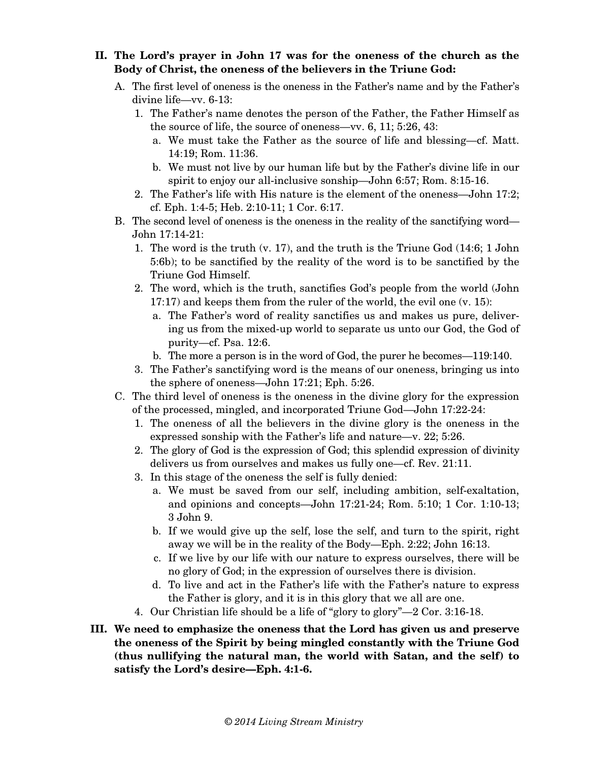**II. The Lord's prayer in John 17 was for the oneness of the church as the Body of Christ, the oneness of the believers in the Triune God:**

A. The first level of oneness is the oneness in the Father's name and by the Father's divine life—vv. 6-13:

1. The Father's name denotes the person of the Father, the Father Himself as the source of life, the source of oneness—vv. 6, 11; 5:26, 43:
   a. We must take the Father as the source of life and blessing—cf. Matt. 14:19; Rom. 11:36.
   b. We must not live by our human life but by the Father's divine life in our spirit to enjoy our all-inclusive sonship—John 6:57; Rom. 8:15-16.
2. The Father's life with His nature is the element of the oneness—John 17:2; cf. Eph. 1:4-5; Heb. 2:10-11; 1 Cor. 6:17.

B. The second level of oneness is the oneness in the reality of the sanctifying word—John 17:14-21:

1. The word is the truth (v. 17), and the truth is the Triune God (14:6; 1 John 5:6b); to be sanctified by the reality of the word is to be sanctified by the Triune God Himself.
2. The word, which is the truth, sanctifies God's people from the world (John 17:17) and keeps them from the ruler of the world, the evil one (v. 15):
   a. The Father's word of reality sanctifies us and makes us pure, delivering us from the mixed-up world to separate us unto our God, the God of purity—cf. Psa. 12:6.
   b. The more a person is in the word of God, the purer he becomes—119:140.
3. The Father's sanctifying word is the means of our oneness, bringing us into the sphere of oneness—John 17:21; Eph. 5:26.

C. The third level of oneness is the oneness in the divine glory for the expression of the processed, mingled, and incorporated Triune God—John 17:22-24:

1. The oneness of all the believers in the divine glory is the oneness in the expressed sonship with the Father's life and nature—v. 22; 5:26.
2. The glory of God is the expression of God; this splendid expression of divinity delivers us from ourselves and makes us fully one—cf. Rev. 21:11.
3. In this stage of the oneness the self is fully denied:
   a. We must be saved from our self, including ambition, self-exaltation, and opinions and concepts—John 17:21-24; Rom. 5:10; 1 Cor. 1:10-13; 3 John 9.
   b. If we would give up the self, lose the self, and turn to the spirit, right away we will be in the reality of the Body—Eph. 2:22; John 16:13.
   c. If we live by our life with our nature to express ourselves, there will be no glory of God; in the expression of ourselves there is division.
   d. To live and act in the Father's life with the Father's nature to express the Father is glory, and it is in this glory that we all are one.
4. Our Christian life should be a life of "glory to glory"—2 Cor. 3:16-18.

**III. We need to emphasize the oneness that the Lord has given us and preserve the oneness of the Spirit by being mingled constantly with the Triune God (thus nullifying the natural man, the world with Satan, and the self) to satisfy the Lord's desire—Eph. 4:1-6.**

*© 2014 Living Stream Ministry*